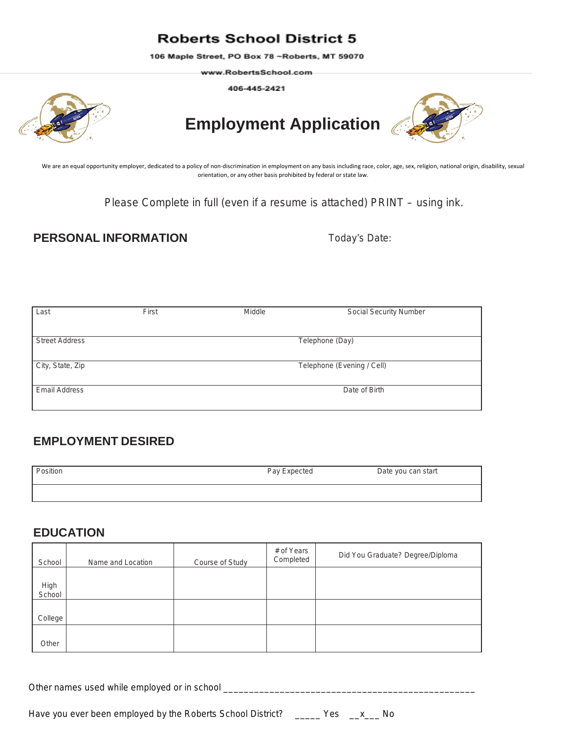# Roberts School District 5

106 Maple Street, PO Box 78 ~Roberts, MT 59070

www.RobertsSchool.com

406-445-2421

## Employment Application

We are an equal opportunity employer, dedicated to a policy of non-discrimination in employment on any basis including race, color, age, sex, religion, national origin, disability, sexual orientation, or any other basis prohibited by federal or state law.

Please Complete in full (even if a resume is attached) PRINT – using ink.

### PERSONAL INFORMATION

Today's Date:

| Last | First | Middle | Social Security Number |
|---|---|---|---|
| Street Address | | Telephone (Day) | |
| City, State, Zip | | Telephone (Evening / Cell) | |
| Email Address | | Date of Birth | |

### EMPLOYMENT DESIRED

| Position | Pay Expected | Date you can start |
|---|---|---|
| | | |

### EDUCATION

| School | Name and Location | Course of Study | # of Years Completed | Did You Graduate? Degree/Diploma |
|---|---|---|---|---|
| High School | | | | |
| College | | | | |
| Other | | | | |

Other names used while employed or in school ________________________________________________

Have you ever been employed by the Roberts School District? _____ Yes __x___ No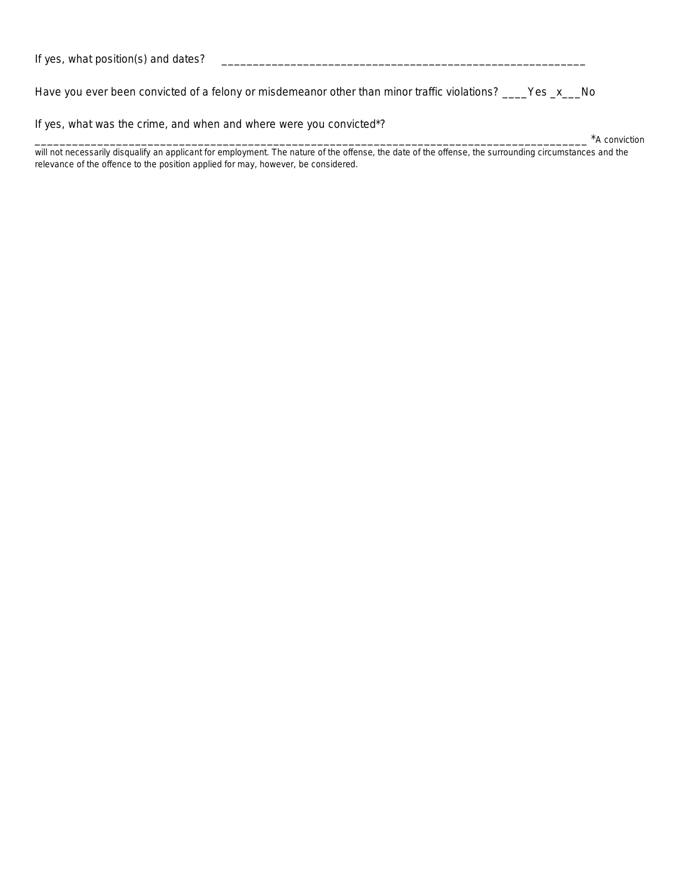If yes, what position(s) and dates? ____________________________________________________________

Have you ever been convicted of a felony or misdemeanor other than minor traffic violations? ____Yes _x___No

If yes, what was the crime, and when and where were you convicted*?

__________________________________________________________________________________________ *A conviction will not necessarily disqualify an applicant for employment. The nature of the offense, the date of the offense, the surrounding circumstances and the relevance of the offence to the position applied for may, however, be considered.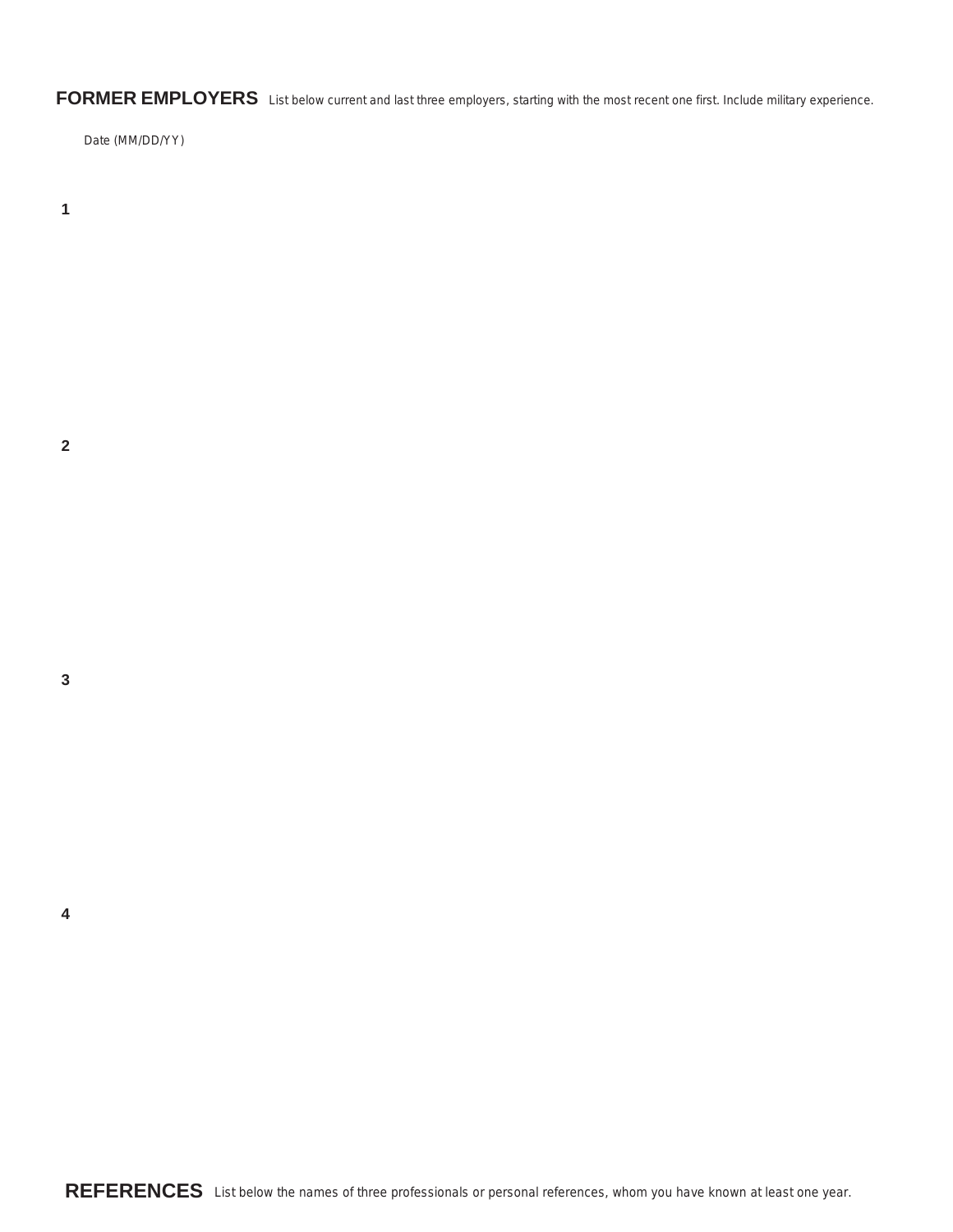**FORMER EMPLOYERS** List below current and last three employers, starting with the most recent one first. Include military experience.

Date (MM/DD/YY)

**1**

**2**

**3**

**4**

**REFERENCES** List below the names of three professionals or personal references, whom you have known at least one year.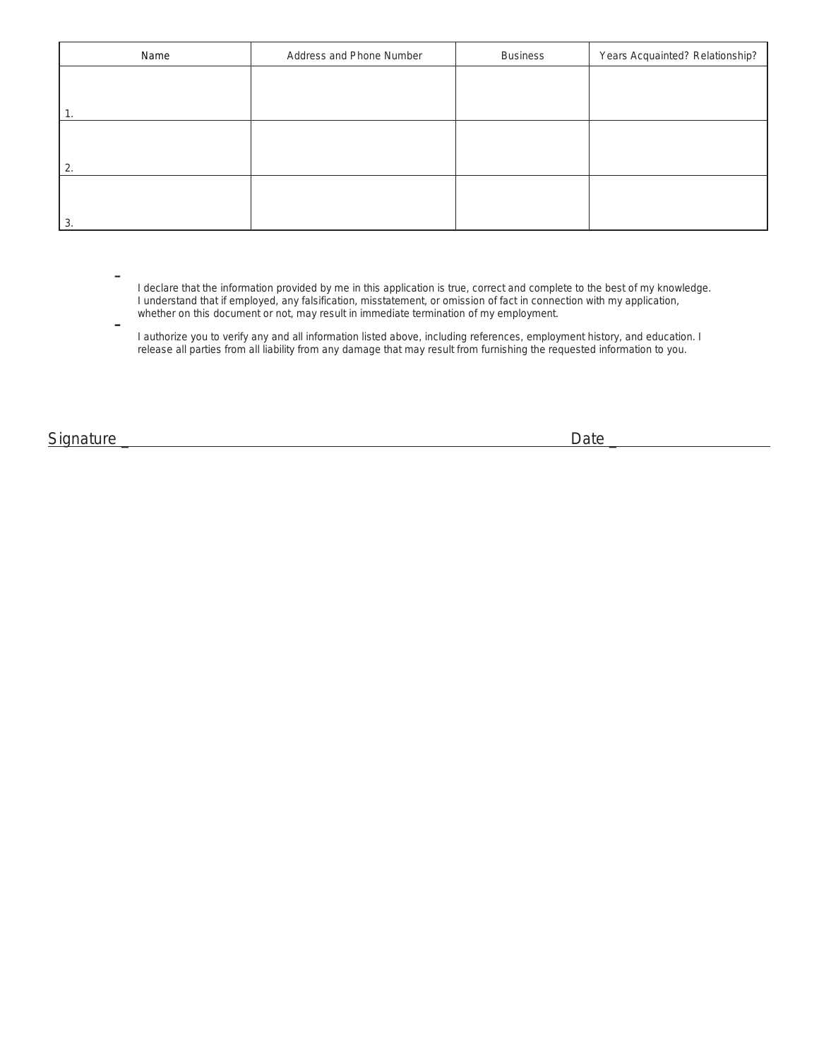| Name | Address and Phone Number | Business | Years Acquainted? Relationship? |
| --- | --- | --- | --- |
| 1. | | | |
| 2. | | | |
| 3. | | | |

- I declare that the information provided by me in this application is true, correct and complete to the best of my knowledge. I understand that if employed, any falsification, misstatement, or omission of fact in connection with my application, whether on this document or not, may result in immediate termination of my employment.
- I authorize you to verify any and all information listed above, including references, employment history, and education. I release all parties from all liability from any damage that may result from furnishing the requested information to you.

Signature ______________________________________________ Date ____________________